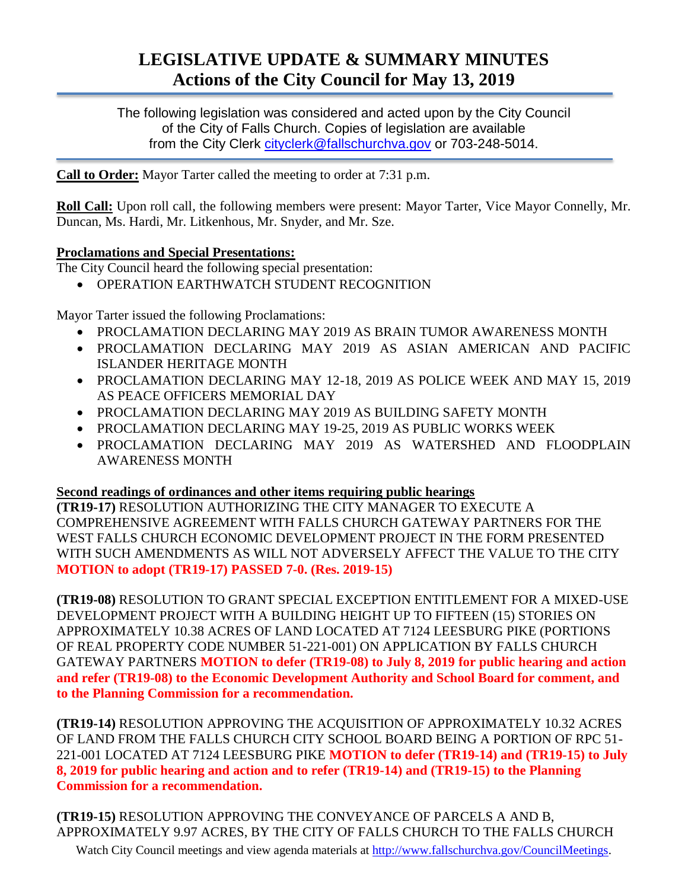# LEGISLATIVE UPDATE & SUMMARY MINUTES
## Actions of the City Council for May 13, 2019

The following legislation was considered and acted upon by the City Council of the City of Falls Church. Copies of legislation are available from the City Clerk cityclerk@fallschurchva.gov or 703-248-5014.

**Call to Order:** Mayor Tarter called the meeting to order at 7:31 p.m.

**Roll Call:** Upon roll call, the following members were present: Mayor Tarter, Vice Mayor Connelly, Mr. Duncan, Ms. Hardi, Mr. Litkenhous, Mr. Snyder, and Mr. Sze.

**Proclamations and Special Presentations:**

The City Council heard the following special presentation:

- OPERATION EARTHWATCH STUDENT RECOGNITION

Mayor Tarter issued the following Proclamations:

- PROCLAMATION DECLARING MAY 2019 AS BRAIN TUMOR AWARENESS MONTH
- PROCLAMATION DECLARING MAY 2019 AS ASIAN AMERICAN AND PACIFIC ISLANDER HERITAGE MONTH
- PROCLAMATION DECLARING MAY 12-18, 2019 AS POLICE WEEK AND MAY 15, 2019 AS PEACE OFFICERS MEMORIAL DAY
- PROCLAMATION DECLARING MAY 2019 AS BUILDING SAFETY MONTH
- PROCLAMATION DECLARING MAY 19-25, 2019 AS PUBLIC WORKS WEEK
- PROCLAMATION DECLARING MAY 2019 AS WATERSHED AND FLOODPLAIN AWARENESS MONTH

**Second readings of ordinances and other items requiring public hearings**

**(TR19-17)** RESOLUTION AUTHORIZING THE CITY MANAGER TO EXECUTE A COMPREHENSIVE AGREEMENT WITH FALLS CHURCH GATEWAY PARTNERS FOR THE WEST FALLS CHURCH ECONOMIC DEVELOPMENT PROJECT IN THE FORM PRESENTED WITH SUCH AMENDMENTS AS WILL NOT ADVERSELY AFFECT THE VALUE TO THE CITY **MOTION to adopt (TR19-17) PASSED 7-0. (Res. 2019-15)**

**(TR19-08)** RESOLUTION TO GRANT SPECIAL EXCEPTION ENTITLEMENT FOR A MIXED-USE DEVELOPMENT PROJECT WITH A BUILDING HEIGHT UP TO FIFTEEN (15) STORIES ON APPROXIMATELY 10.38 ACRES OF LAND LOCATED AT 7124 LEESBURG PIKE (PORTIONS OF REAL PROPERTY CODE NUMBER 51-221-001) ON APPLICATION BY FALLS CHURCH GATEWAY PARTNERS **MOTION to defer (TR19-08) to July 8, 2019 for public hearing and action and refer (TR19-08) to the Economic Development Authority and School Board for comment, and to the Planning Commission for a recommendation.**

**(TR19-14)** RESOLUTION APPROVING THE ACQUISITION OF APPROXIMATELY 10.32 ACRES OF LAND FROM THE FALLS CHURCH CITY SCHOOL BOARD BEING A PORTION OF RPC 51-221-001 LOCATED AT 7124 LEESBURG PIKE **MOTION to defer (TR19-14) and (TR19-15) to July 8, 2019 for public hearing and action and to refer (TR19-14) and (TR19-15) to the Planning Commission for a recommendation.**

**(TR19-15)** RESOLUTION APPROVING THE CONVEYANCE OF PARCELS A AND B, APPROXIMATELY 9.97 ACRES, BY THE CITY OF FALLS CHURCH TO THE FALLS CHURCH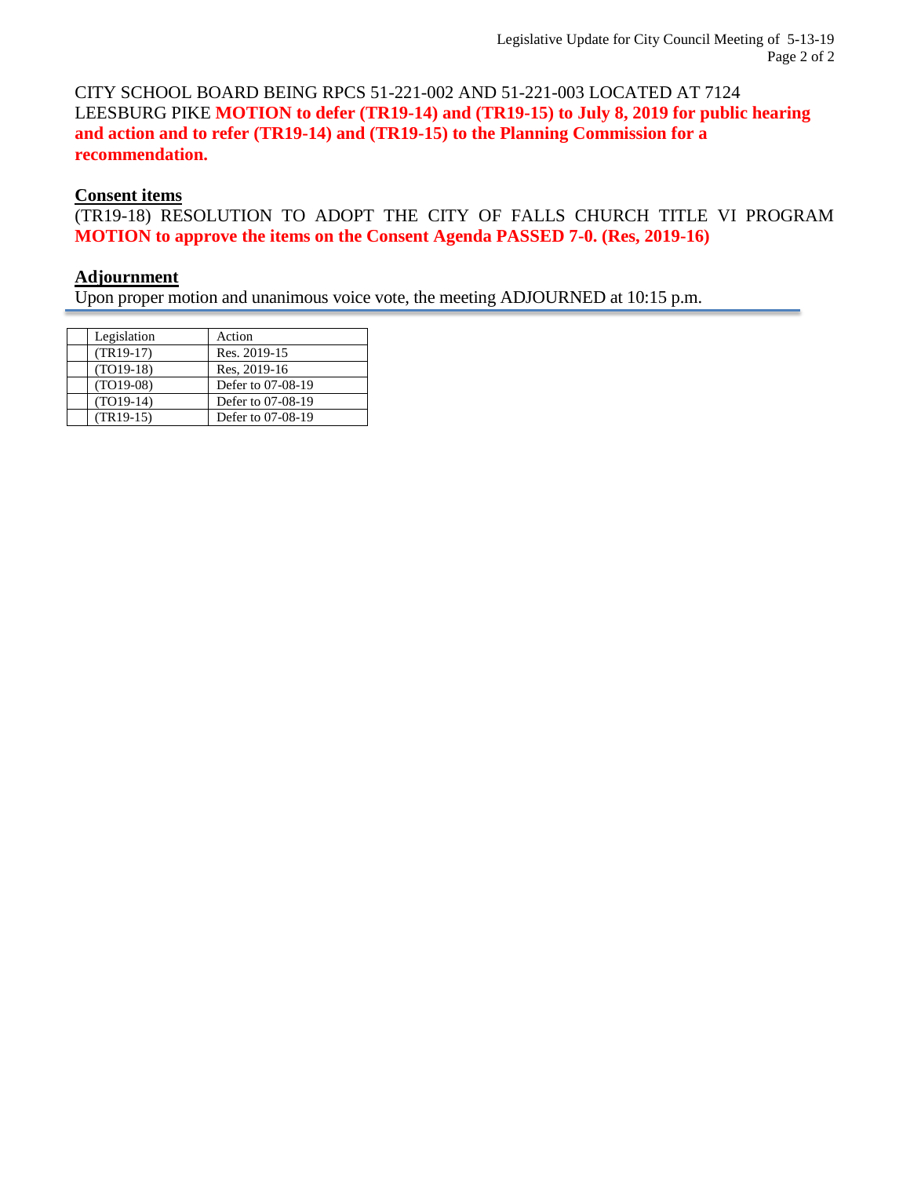CITY SCHOOL BOARD BEING RPCS 51-221-002 AND 51-221-003 LOCATED AT 7124 LEESBURG PIKE **MOTION to defer (TR19-14) and (TR19-15) to July 8, 2019 for public hearing and action and to refer (TR19-14) and (TR19-15) to the Planning Commission for a recommendation.**

## Consent items

(TR19-18) RESOLUTION TO ADOPT THE CITY OF FALLS CHURCH TITLE VI PROGRAM **MOTION to approve the items on the Consent Agenda PASSED 7-0. (Res, 2019-16)**

## Adjournment

Upon proper motion and unanimous voice vote, the meeting ADJOURNED at 10:15 p.m.

| | Legislation | Action |
|---|---|---|
| | (TR19-17) | Res. 2019-15 |
| | (TO19-18) | Res, 2019-16 |
| | (TO19-08) | Defer to 07-08-19 |
| | (TO19-14) | Defer to 07-08-19 |
| | (TR19-15) | Defer to 07-08-19 |